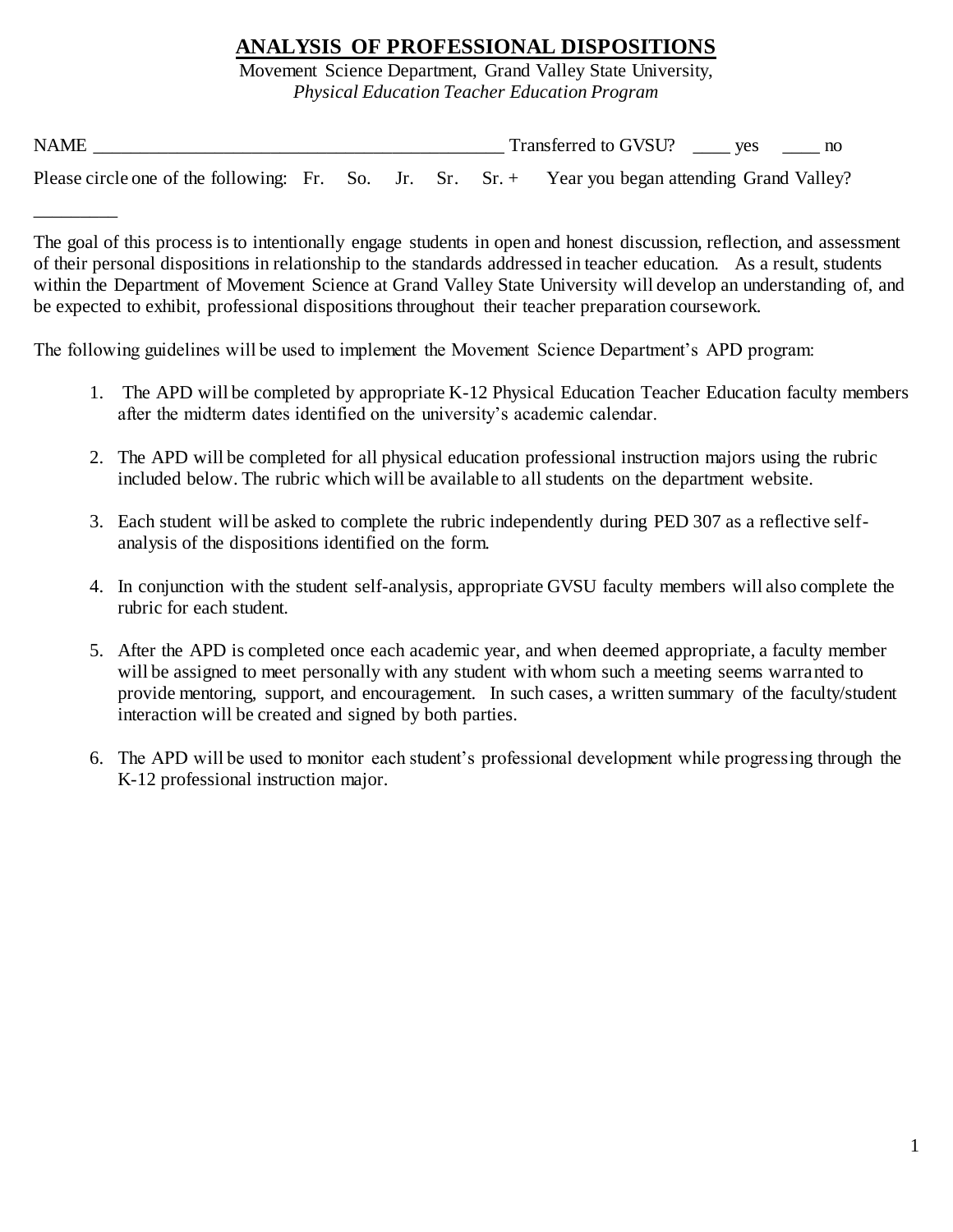# ANALYSIS OF PROFESSIONAL DISPOSITIONS

Movement Science Department, Grand Valley State University,
*Physical Education Teacher Education Program*

NAME _____________________________________________ Transferred to GVSU? ____ yes ____ no

Please circle one of the following: Fr. So. Jr. Sr. Sr. + Year you began attending Grand Valley? _________

The goal of this process is to intentionally engage students in open and honest discussion, reflection, and assessment of their personal dispositions in relationship to the standards addressed in teacher education. As a result, students within the Department of Movement Science at Grand Valley State University will develop an understanding of, and be expected to exhibit, professional dispositions throughout their teacher preparation coursework.

The following guidelines will be used to implement the Movement Science Department's APD program:

1. The APD will be completed by appropriate K-12 Physical Education Teacher Education faculty members after the midterm dates identified on the university's academic calendar.
2. The APD will be completed for all physical education professional instruction majors using the rubric included below. The rubric which will be available to all students on the department website.
3. Each student will be asked to complete the rubric independently during PED 307 as a reflective self-analysis of the dispositions identified on the form.
4. In conjunction with the student self-analysis, appropriate GVSU faculty members will also complete the rubric for each student.
5. After the APD is completed once each academic year, and when deemed appropriate, a faculty member will be assigned to meet personally with any student with whom such a meeting seems warranted to provide mentoring, support, and encouragement. In such cases, a written summary of the faculty/student interaction will be created and signed by both parties.
6. The APD will be used to monitor each student's professional development while progressing through the K-12 professional instruction major.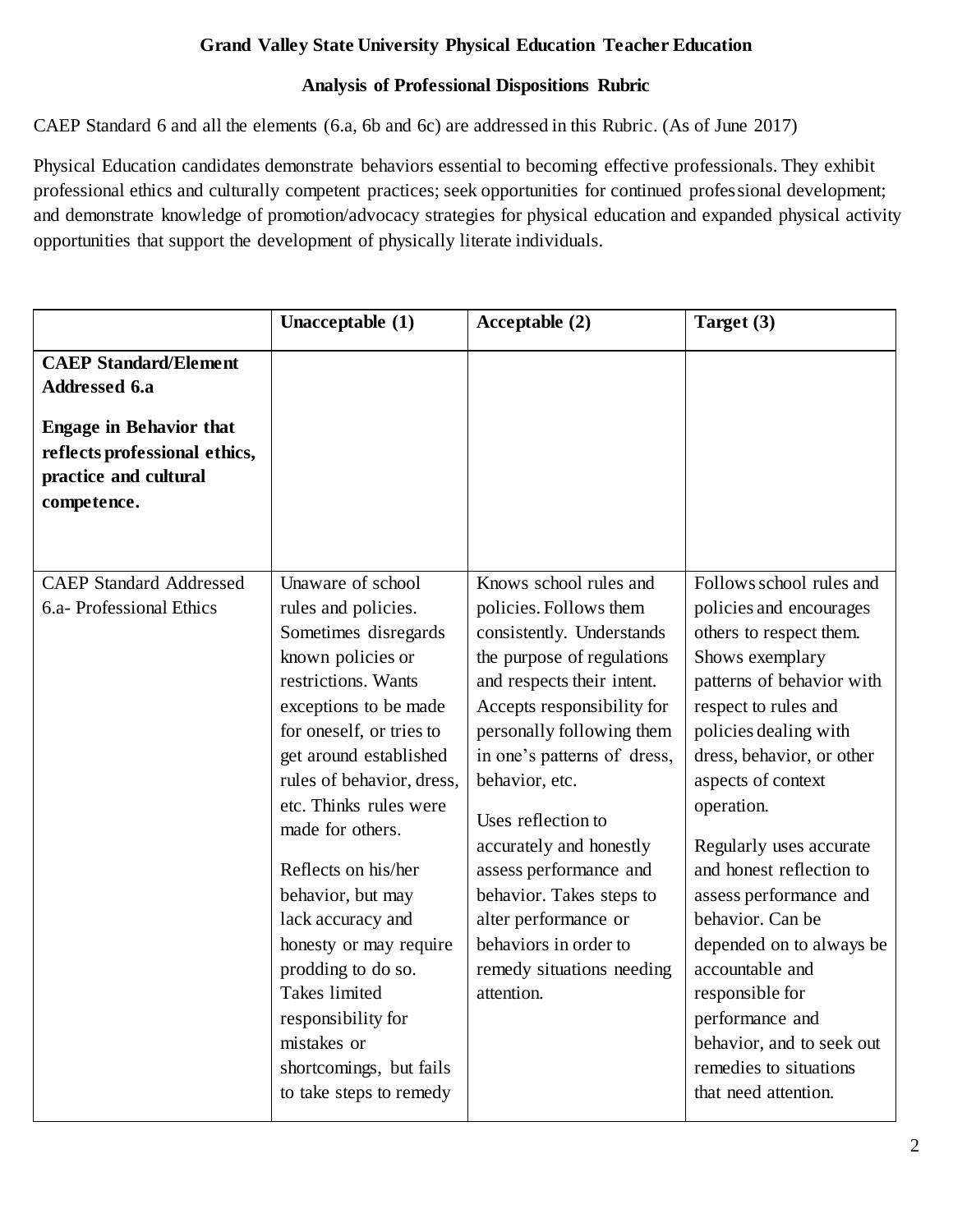**Grand Valley State University Physical Education Teacher Education**

**Analysis of Professional Dispositions Rubric**

CAEP Standard 6 and all the elements (6.a, 6b and 6c) are addressed in this Rubric. (As of June 2017)

Physical Education candidates demonstrate behaviors essential to becoming effective professionals. They exhibit professional ethics and culturally competent practices; seek opportunities for continued professional development; and demonstrate knowledge of promotion/advocacy strategies for physical education and expanded physical activity opportunities that support the development of physically literate individuals.

| | **Unacceptable (1)** | **Acceptable (2)** | **Target (3)** |
|---|---|---|---|
| **CAEP Standard/Element Addressed 6.a**<br><br>**Engage in Behavior that reflects professional ethics, practice and cultural competence.** | | | |
| CAEP Standard Addressed 6.a- Professional Ethics | Unaware of school rules and policies. Sometimes disregards known policies or restrictions. Wants exceptions to be made for oneself, or tries to get around established rules of behavior, dress, etc. Thinks rules were made for others.<br><br>Reflects on his/her behavior, but may lack accuracy and honesty or may require prodding to do so. Takes limited responsibility for mistakes or shortcomings, but fails to take steps to remedy | Knows school rules and policies. Follows them consistently. Understands the purpose of regulations and respects their intent. Accepts responsibility for personally following them in one's patterns of dress, behavior, etc.<br><br>Uses reflection to accurately and honestly assess performance and behavior. Takes steps to alter performance or behaviors in order to remedy situations needing attention. | Follows school rules and policies and encourages others to respect them. Shows exemplary patterns of behavior with respect to rules and policies dealing with dress, behavior, or other aspects of context operation.<br><br>Regularly uses accurate and honest reflection to assess performance and behavior. Can be depended on to always be accountable and responsible for performance and behavior, and to seek out remedies to situations that need attention. |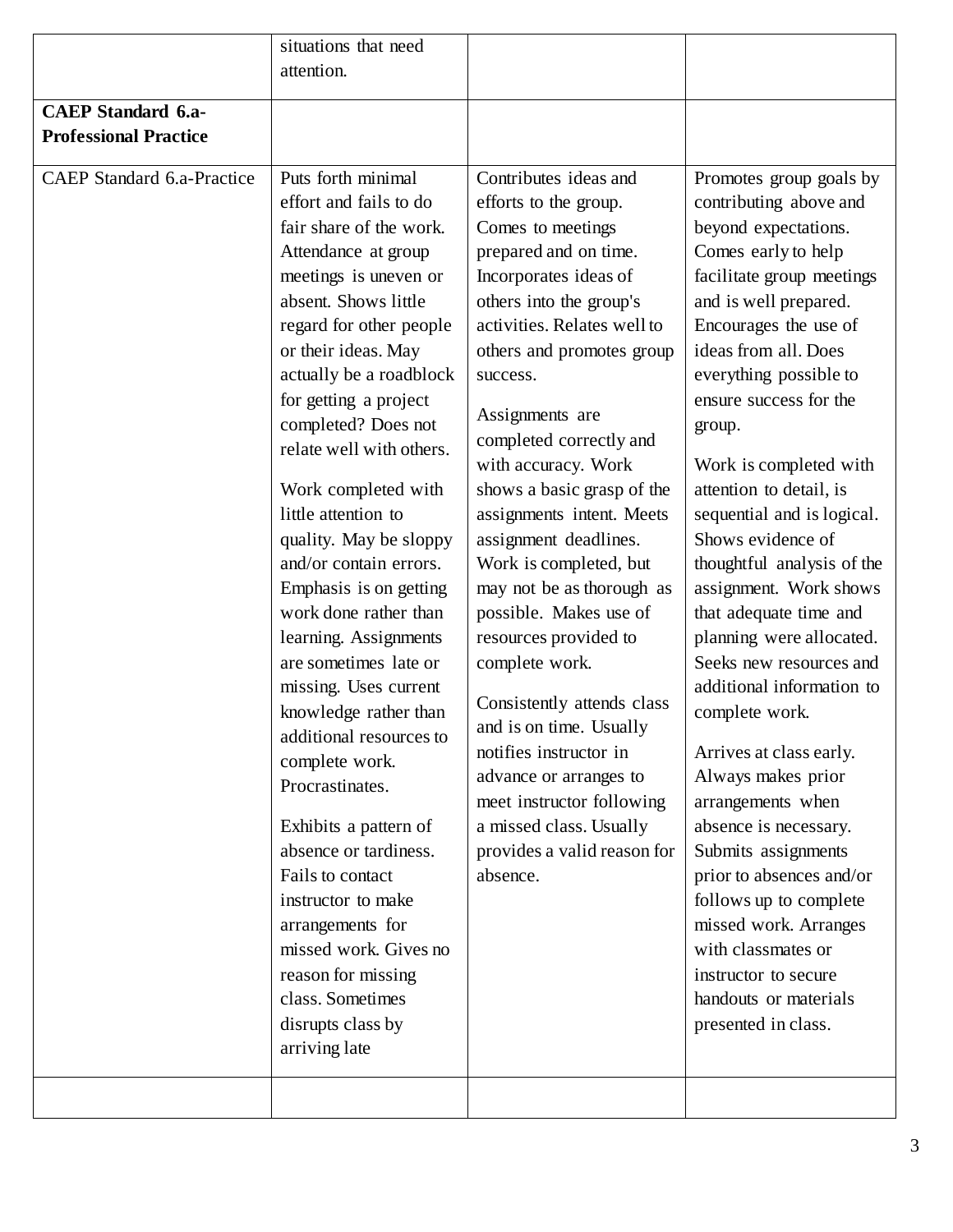| | | | |
|---|---|---|---|
| | situations that need attention. | | |
| **CAEP Standard 6.a- Professional Practice** | | | |
| CAEP Standard 6.a-Practice | Puts forth minimal effort and fails to do fair share of the work. Attendance at group meetings is uneven or absent. Shows little regard for other people or their ideas. May actually be a roadblock for getting a project completed? Does not relate well with others.<br><br>Work completed with little attention to quality. May be sloppy and/or contain errors. Emphasis is on getting work done rather than learning. Assignments are sometimes late or missing. Uses current knowledge rather than additional resources to complete work. Procrastinates.<br><br>Exhibits a pattern of absence or tardiness. Fails to contact instructor to make arrangements for missed work. Gives no reason for missing class. Sometimes disrupts class by arriving late | Contributes ideas and efforts to the group. Comes to meetings prepared and on time. Incorporates ideas of others into the group's activities. Relates well to others and promotes group success.<br><br>Assignments are completed correctly and with accuracy. Work shows a basic grasp of the assignments intent. Meets assignment deadlines. Work is completed, but may not be as thorough as possible. Makes use of resources provided to complete work.<br><br>Consistently attends class and is on time. Usually notifies instructor in advance or arranges to meet instructor following a missed class. Usually provides a valid reason for absence. | Promotes group goals by contributing above and beyond expectations. Comes early to help facilitate group meetings and is well prepared. Encourages the use of ideas from all. Does everything possible to ensure success for the group.<br><br>Work is completed with attention to detail, is sequential and is logical. Shows evidence of thoughtful analysis of the assignment. Work shows that adequate time and planning were allocated. Seeks new resources and additional information to complete work.<br><br>Arrives at class early. Always makes prior arrangements when absence is necessary. Submits assignments prior to absences and/or follows up to complete missed work. Arranges with classmates or instructor to secure handouts or materials presented in class. |
| | | | |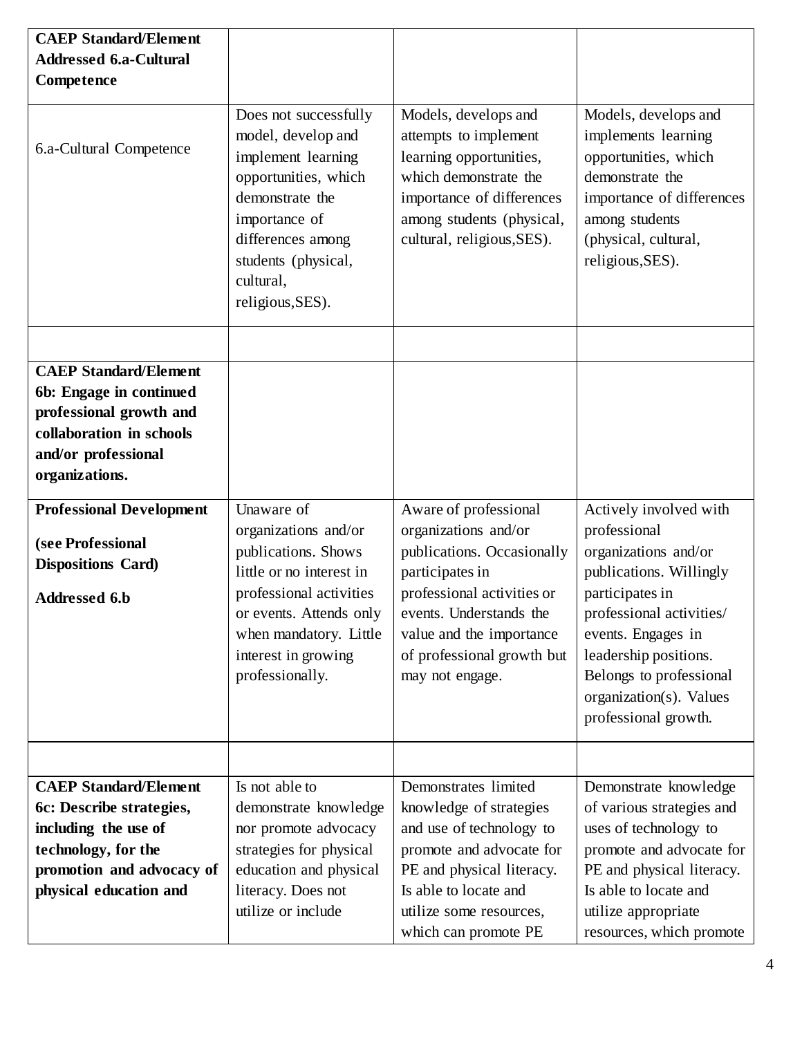| **CAEP Standard/Element Addressed 6.a-Cultural Competence** | | | |
|---|---|---|---|
| 6.a-Cultural Competence | Does not successfully model, develop and implement learning opportunities, which demonstrate the importance of differences among students (physical, cultural, religious,SES). | Models, develops and attempts to implement learning opportunities, which demonstrate the importance of differences among students (physical, cultural, religious,SES). | Models, develops and implements learning opportunities, which demonstrate the importance of differences among students (physical, cultural, religious,SES). |
| | | | |
| **CAEP Standard/Element 6b: Engage in continued professional growth and collaboration in schools and/or professional organizations.** | | | |
| **Professional Development** **(see Professional Dispositions Card)** **Addressed 6.b** | Unaware of organizations and/or publications. Shows little or no interest in professional activities or events. Attends only when mandatory. Little interest in growing professionally. | Aware of professional organizations and/or publications. Occasionally participates in professional activities or events. Understands the value and the importance of professional growth but may not engage. | Actively involved with professional organizations and/or publications. Willingly participates in professional activities/ events. Engages in leadership positions. Belongs to professional organization(s). Values professional growth. |
| | | | |
| **CAEP Standard/Element 6c: Describe strategies, including the use of technology, for the promotion and advocacy of physical education and** | Is not able to demonstrate knowledge nor promote advocacy strategies for physical education and physical literacy. Does not utilize or include | Demonstrates limited knowledge of strategies and use of technology to promote and advocate for PE and physical literacy. Is able to locate and utilize some resources, which can promote PE | Demonstrate knowledge of various strategies and uses of technology to promote and advocate for PE and physical literacy. Is able to locate and utilize appropriate resources, which promote |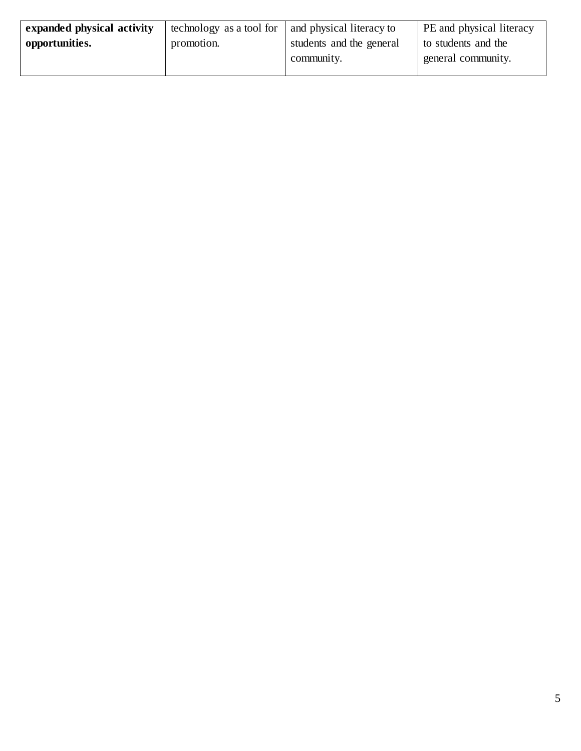| | | | |
|---|---|---|---|
| **expanded physical activity opportunities.** | technology as a tool for promotion. | and physical literacy to students and the general community. | PE and physical literacy to students and the general community. |